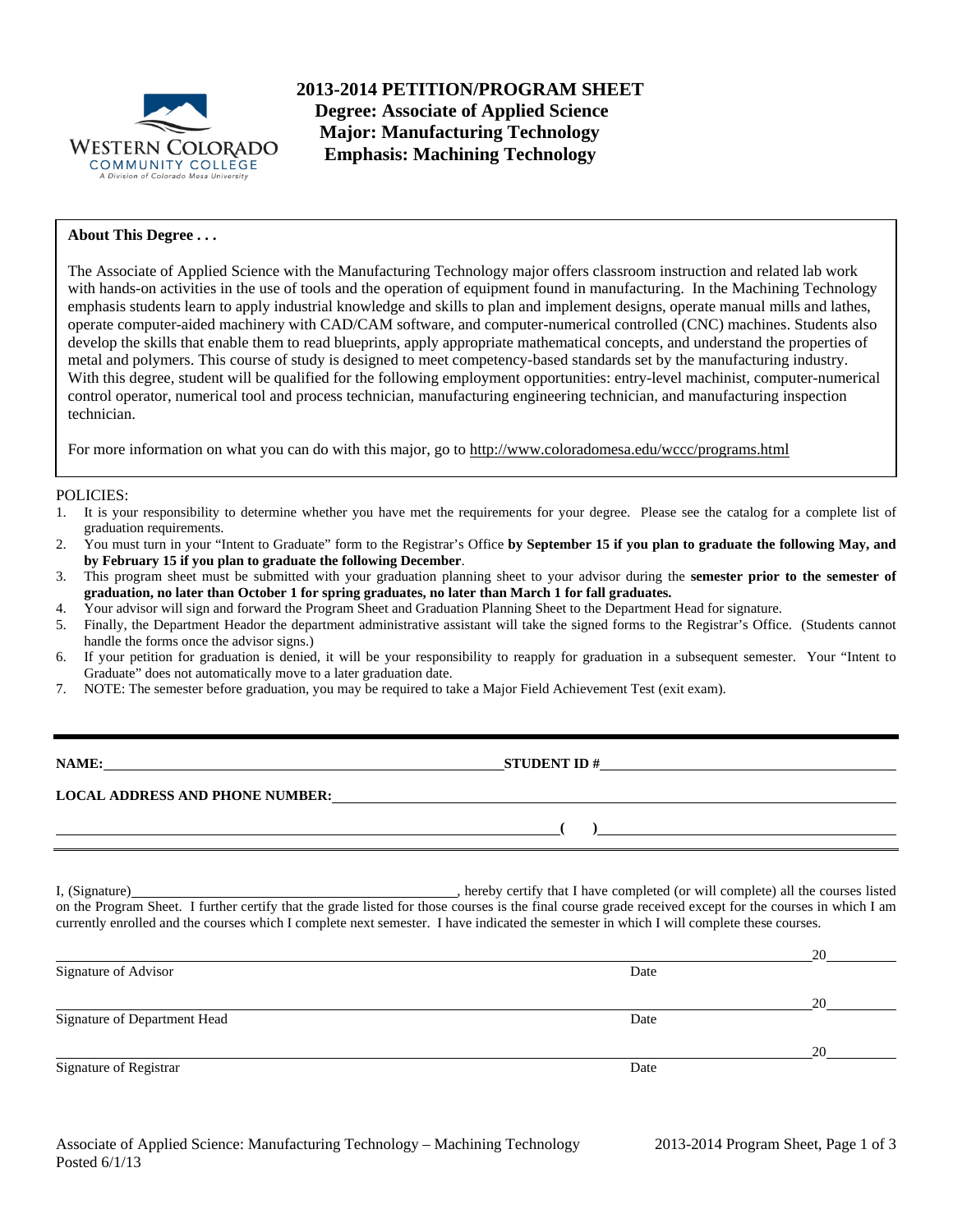# 2013-2014 PETITION/PROGRAM SHEET

**Degree: Associate of Applied Science**
**Major: Manufacturing Technology**
**Emphasis: Machining Technology**

**About This Degree . . .**

The Associate of Applied Science with the Manufacturing Technology major offers classroom instruction and related lab work with hands-on activities in the use of tools and the operation of equipment found in manufacturing. In the Machining Technology emphasis students learn to apply industrial knowledge and skills to plan and implement designs, operate manual mills and lathes, operate computer-aided machinery with CAD/CAM software, and computer-numerical controlled (CNC) machines. Students also develop the skills that enable them to read blueprints, apply appropriate mathematical concepts, and understand the properties of metal and polymers. This course of study is designed to meet competency-based standards set by the manufacturing industry. With this degree, student will be qualified for the following employment opportunities: entry-level machinist, computer-numerical control operator, numerical tool and process technician, manufacturing engineering technician, and manufacturing inspection technician.

For more information on what you can do with this major, go to http://www.coloradomesa.edu/wccc/programs.html

POLICIES:

1. It is your responsibility to determine whether you have met the requirements for your degree. Please see the catalog for a complete list of graduation requirements.
2. You must turn in your "Intent to Graduate" form to the Registrar's Office **by September 15 if you plan to graduate the following May, and by February 15 if you plan to graduate the following December**.
3. This program sheet must be submitted with your graduation planning sheet to your advisor during the **semester prior to the semester of graduation, no later than October 1 for spring graduates, no later than March 1 for fall graduates.**
4. Your advisor will sign and forward the Program Sheet and Graduation Planning Sheet to the Department Head for signature.
5. Finally, the Department Heador the department administrative assistant will take the signed forms to the Registrar's Office. (Students cannot handle the forms once the advisor signs.)
6. If your petition for graduation is denied, it will be your responsibility to reapply for graduation in a subsequent semester. Your "Intent to Graduate" does not automatically move to a later graduation date.
7. NOTE: The semester before graduation, you may be required to take a Major Field Achievement Test (exit exam).

---

**NAME:** ______________________________ **STUDENT ID #** ______________________________

**LOCAL ADDRESS AND PHONE NUMBER:** ______________________________

______________________________ **(     )** ______________________________

I, (Signature) ______________________________, hereby certify that I have completed (or will complete) all the courses listed on the Program Sheet. I further certify that the grade listed for those courses is the final course grade received except for the courses in which I am currently enrolled and the courses which I complete next semester. I have indicated the semester in which I will complete these courses.

______________________________ 20______
Signature of Advisor Date

______________________________ 20______
Signature of Department Head Date

______________________________ 20______
Signature of Registrar Date

Associate of Applied Science: Manufacturing Technology – Machining Technology
Posted 6/1/13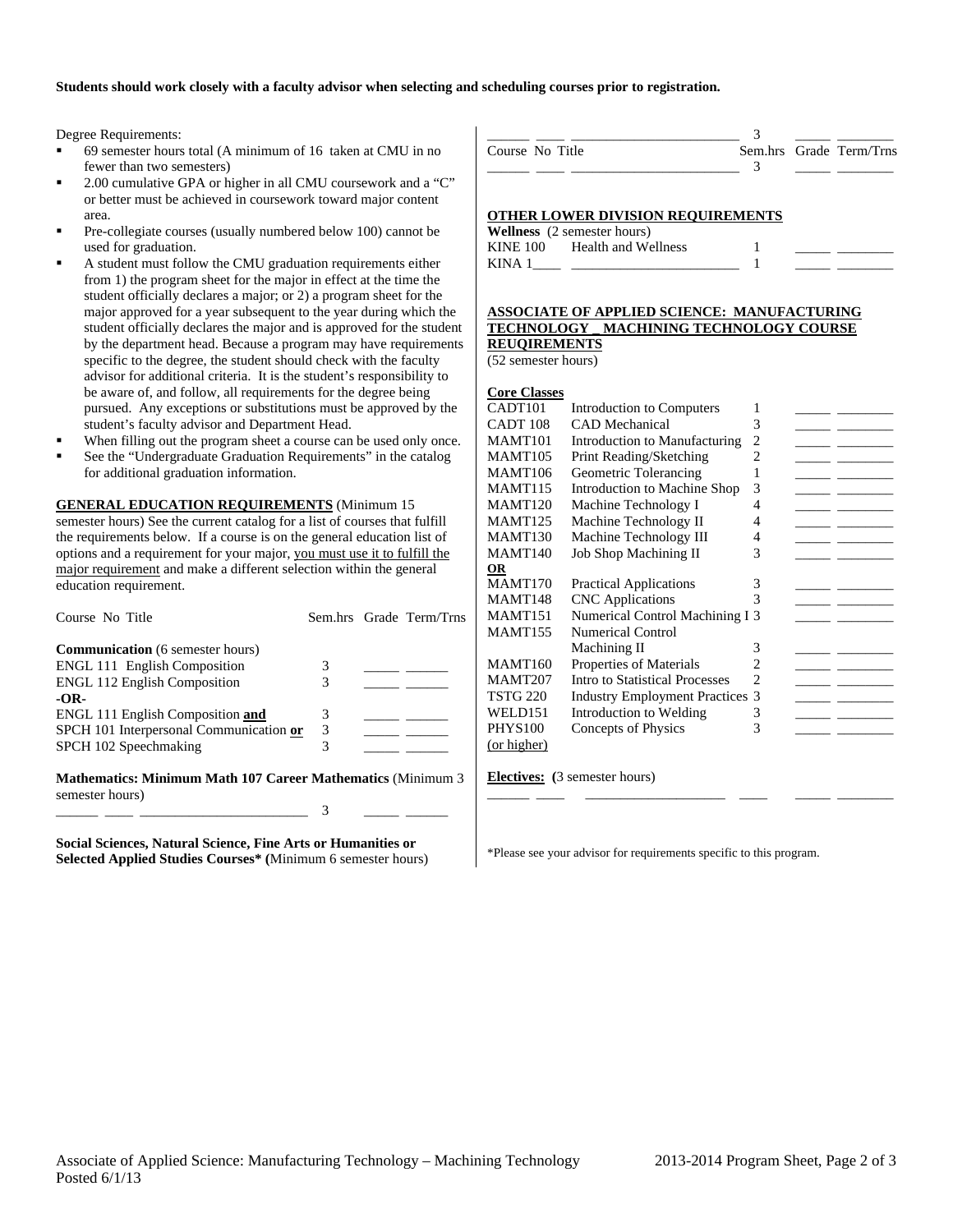**Students should work closely with a faculty advisor when selecting and scheduling courses prior to registration.**

Degree Requirements:

- 69 semester hours total (A minimum of 16 taken at CMU in no fewer than two semesters)
- 2.00 cumulative GPA or higher in all CMU coursework and a "C" or better must be achieved in coursework toward major content area.
- Pre-collegiate courses (usually numbered below 100) cannot be used for graduation.
- A student must follow the CMU graduation requirements either from 1) the program sheet for the major in effect at the time the student officially declares a major; or 2) a program sheet for the major approved for a year subsequent to the year during which the student officially declares the major and is approved for the student by the department head. Because a program may have requirements specific to the degree, the student should check with the faculty advisor for additional criteria. It is the student's responsibility to be aware of, and follow, all requirements for the degree being pursued. Any exceptions or substitutions must be approved by the student's faculty advisor and Department Head.
- When filling out the program sheet a course can be used only once.
- See the "Undergraduate Graduation Requirements" in the catalog for additional graduation information.

**GENERAL EDUCATION REQUIREMENTS** (Minimum 15 semester hours) See the current catalog for a list of courses that fulfill the requirements below. If a course is on the general education list of options and a requirement for your major, you must use it to fulfill the major requirement and make a different selection within the general education requirement.

| Course No Title | Sem.hrs | Grade | Term/Trns |
|---|---|---|---|
| **Communication** (6 semester hours) | | | |
| ENGL 111 English Composition | 3 | _____ | ______ |
| ENGL 112 English Composition | 3 | _____ | ______ |
| **-OR-** | | | |
| ENGL 111 English Composition **and** | 3 | _____ | ______ |
| SPCH 101 Interpersonal Communication **or** | 3 | _____ | ______ |
| SPCH 102 Speechmaking | 3 | _____ | ______ |

**Mathematics: Minimum Math 107 Career Mathematics** (Minimum 3 semester hours)

| Course No Title | Sem.hrs | Grade | Term/Trns |
|---|---|---|---|
| ______ ____ ________________________ | 3 | _____ | ______ |

**Social Sciences, Natural Science, Fine Arts or Humanities or Selected Applied Studies Courses\*** (Minimum 6 semester hours)

| Course No Title | Sem.hrs | Grade | Term/Trns |
|---|---|---|---|
| ______ ____ ________________________ | 3 | _____ | ________ |
| ______ ____ ________________________ | 3 | _____ | ________ |

**OTHER LOWER DIVISION REQUIREMENTS**

**Wellness** (2 semester hours)

| Course No | Title | Sem.hrs | Grade | Term/Trns |
|---|---|---|---|---|
| KINE 100 | Health and Wellness | 1 | _____ | ________ |
| KINA 1____ | ________________________ | 1 | _____ | ________ |

**ASSOCIATE OF APPLIED SCIENCE: MANUFACTURING TECHNOLOGY _ MACHINING TECHNOLOGY COURSE REUQIREMENTS**
(52 semester hours)

**Core Classes**

| Course No | Title | Sem.hrs | Grade | Term/Trns |
|---|---|---|---|---|
| CADT101 | Introduction to Computers | 1 | _____ | ________ |
| CADT 108 | CAD Mechanical | 3 | _____ | ________ |
| MAMT101 | Introduction to Manufacturing | 2 | _____ | ________ |
| MAMT105 | Print Reading/Sketching | 2 | _____ | ________ |
| MAMT106 | Geometric Tolerancing | 1 | _____ | ________ |
| MAMT115 | Introduction to Machine Shop | 3 | _____ | ________ |
| MAMT120 | Machine Technology I | 4 | _____ | ________ |
| MAMT125 | Machine Technology II | 4 | _____ | ________ |
| MAMT130 | Machine Technology III | 4 | _____ | ________ |
| MAMT140 | Job Shop Machining II | 3 | _____ | ________ |
| **OR** | | | | |
| MAMT170 | Practical Applications | 3 | _____ | ________ |
| MAMT148 | CNC Applications | 3 | _____ | ________ |
| MAMT151 | Numerical Control Machining I | 3 | _____ | ________ |
| MAMT155 | Numerical Control Machining II | 3 | _____ | ________ |
| MAMT160 | Properties of Materials | 2 | _____ | ________ |
| MAMT207 | Intro to Statistical Processes | 2 | _____ | ________ |
| TSTG 220 | Industry Employment Practices | 3 | _____ | ________ |
| WELD151 | Introduction to Welding | 3 | _____ | ________ |
| PHYS100 (or higher) | Concepts of Physics | 3 | _____ | ________ |

**Electives: (**3 semester hours)

| Course No | Title | Sem.hrs | Grade | Term/Trns |
|---|---|---|---|---|
| ______ ____ | ____________________ | ____ | _____ | ________ |

\*Please see your advisor for requirements specific to this program.

Associate of Applied Science: Manufacturing Technology – Machining Technology
Posted 6/1/13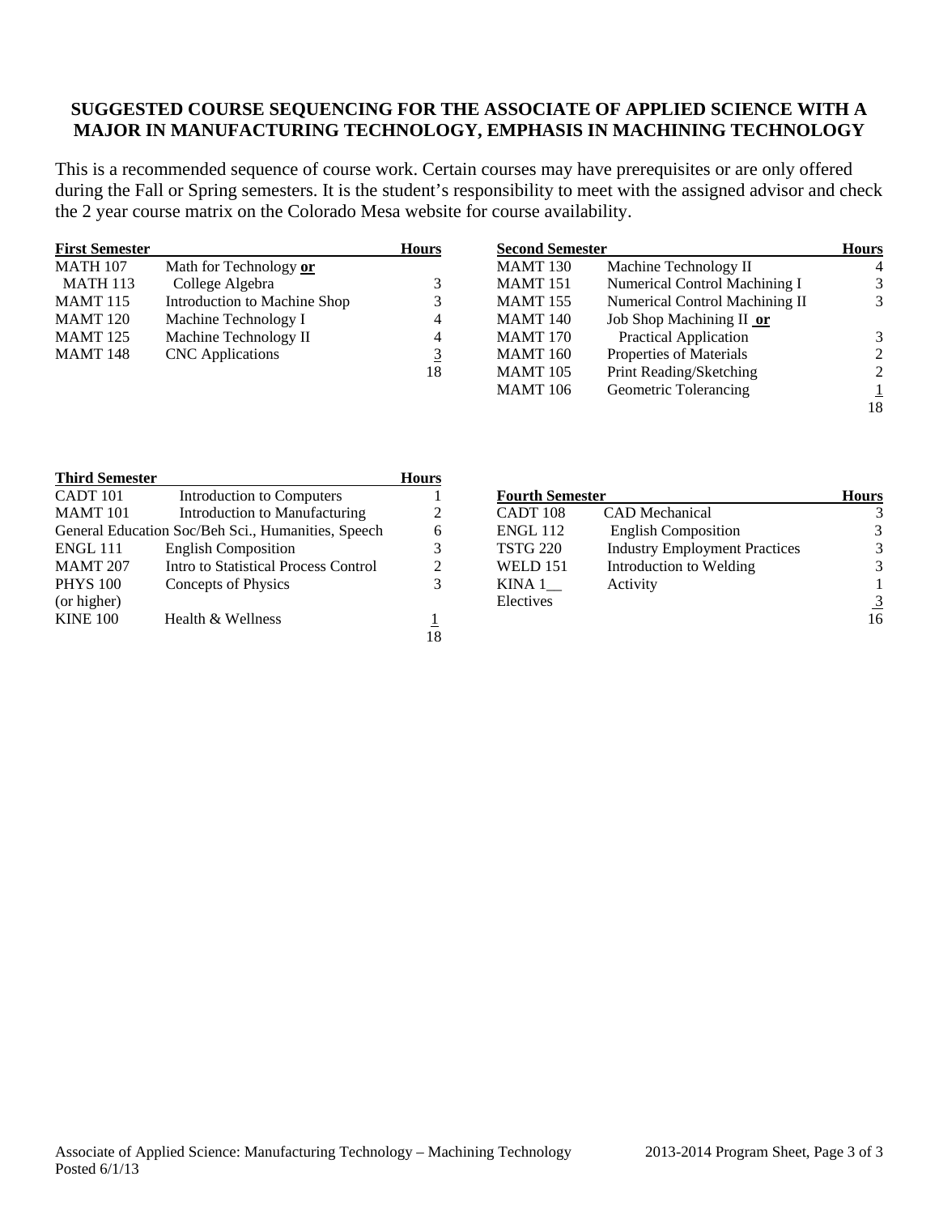## SUGGESTED COURSE SEQUENCING FOR THE ASSOCIATE OF APPLIED SCIENCE WITH A MAJOR IN MANUFACTURING TECHNOLOGY, EMPHASIS IN MACHINING TECHNOLOGY

This is a recommended sequence of course work. Certain courses may have prerequisites or are only offered during the Fall or Spring semesters. It is the student's responsibility to meet with the assigned advisor and check the 2 year course matrix on the Colorado Mesa website for course availability.

| First Semester | | Hours |
|---|---|---|
| MATH 107 | Math for Technology **or** | |
| MATH 113 | College Algebra | 3 |
| MAMT 115 | Introduction to Machine Shop | 3 |
| MAMT 120 | Machine Technology I | 4 |
| MAMT 125 | Machine Technology II | 4 |
| MAMT 148 | CNC Applications | 3 |
| | | 18 |

| Second Semester | | Hours |
|---|---|---|
| MAMT 130 | Machine Technology II | 4 |
| MAMT 151 | Numerical Control Machining I | 3 |
| MAMT 155 | Numerical Control Machining II | 3 |
| MAMT 140 | Job Shop Machining II **or** | |
| MAMT 170 | Practical Application | 3 |
| MAMT 160 | Properties of Materials | 2 |
| MAMT 105 | Print Reading/Sketching | 2 |
| MAMT 106 | Geometric Tolerancing | 1 |
| | | 18 |

| Third Semester | | Hours |
|---|---|---|
| CADT 101 | Introduction to Computers | 1 |
| MAMT 101 | Introduction to Manufacturing | 2 |
| General Education Soc/Beh Sci., Humanities, Speech | | 6 |
| ENGL 111 | English Composition | 3 |
| MAMT 207 | Intro to Statistical Process Control | 2 |
| PHYS 100 (or higher) | Concepts of Physics | 3 |
| KINE 100 | Health & Wellness | 1 |
| | | 18 |

| Fourth Semester | | Hours |
|---|---|---|
| CADT 108 | CAD Mechanical | 3 |
| ENGL 112 | English Composition | 3 |
| TSTG 220 | Industry Employment Practices | 3 |
| WELD 151 | Introduction to Welding | 3 |
| KINA 1__ | Activity | 1 |
| Electives | | 3 |
| | | 16 |

Associate of Applied Science: Manufacturing Technology – Machining Technology
Posted 6/1/13